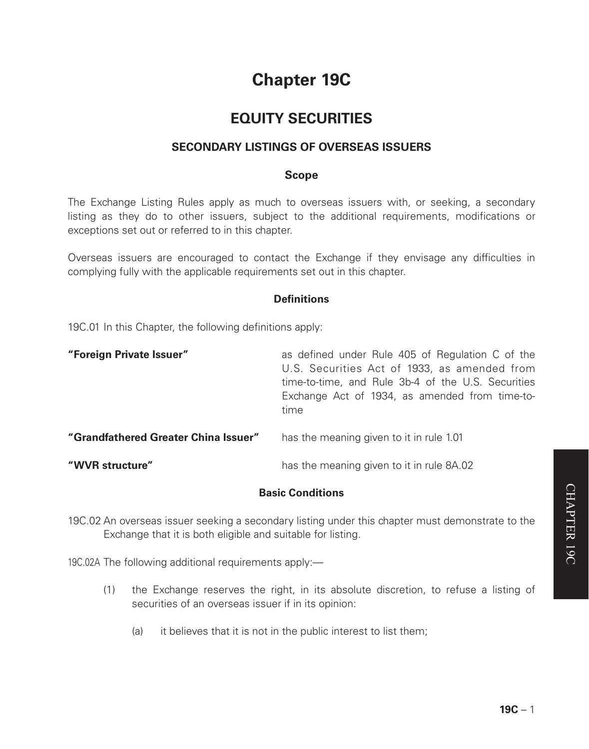# Chapter 19C

## EQUITY SECURITIES

### SECONDARY LISTINGS OF OVERSEAS ISSUERS

#### Scope

The Exchange Listing Rules apply as much to overseas issuers with, or seeking, a secondary listing as they do to other issuers, subject to the additional requirements, modifications or exceptions set out or referred to in this chapter.

Overseas issuers are encouraged to contact the Exchange if they envisage any difficulties in complying fully with the applicable requirements set out in this chapter.

#### Definitions

19C.01 In this Chapter, the following definitions apply:

| | |
|---|---|
| **"Foreign Private Issuer"** | as defined under Rule 405 of Regulation C of the U.S. Securities Act of 1933, as amended from time-to-time, and Rule 3b-4 of the U.S. Securities Exchange Act of 1934, as amended from time-to-time |
| **"Grandfathered Greater China Issuer"** | has the meaning given to it in rule 1.01 |
| **"WVR structure"** | has the meaning given to it in rule 8A.02 |

#### Basic Conditions

19C.02 An overseas issuer seeking a secondary listing under this chapter must demonstrate to the Exchange that it is both eligible and suitable for listing.

19C.02A The following additional requirements apply:—

(1) the Exchange reserves the right, in its absolute discretion, to refuse a listing of securities of an overseas issuer if in its opinion:

(a) it believes that it is not in the public interest to list them;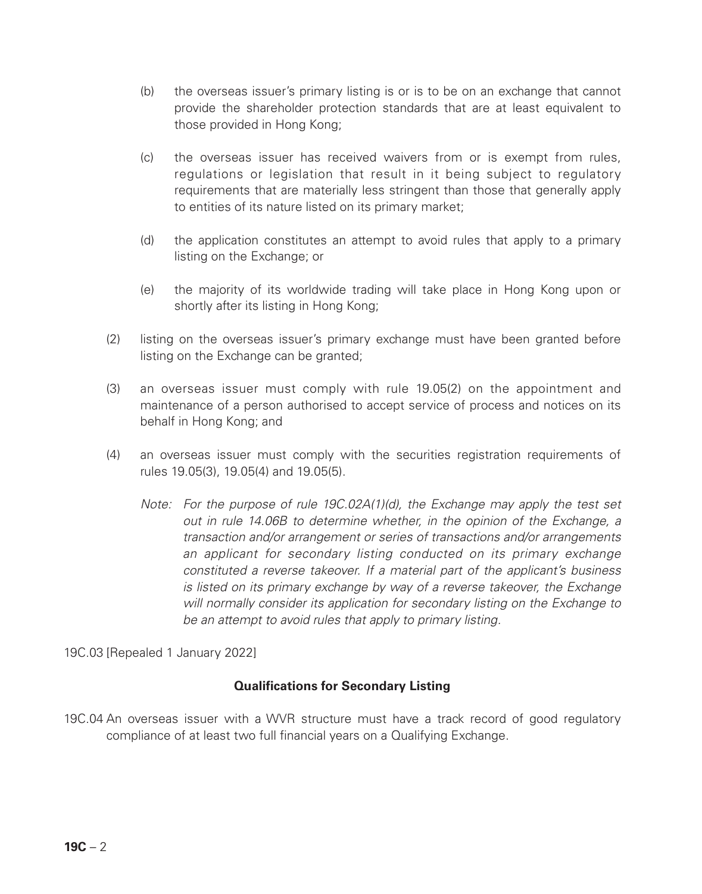(b) the overseas issuer's primary listing is or is to be on an exchange that cannot provide the shareholder protection standards that are at least equivalent to those provided in Hong Kong;

(c) the overseas issuer has received waivers from or is exempt from rules, regulations or legislation that result in it being subject to regulatory requirements that are materially less stringent than those that generally apply to entities of its nature listed on its primary market;

(d) the application constitutes an attempt to avoid rules that apply to a primary listing on the Exchange; or

(e) the majority of its worldwide trading will take place in Hong Kong upon or shortly after its listing in Hong Kong;

(2) listing on the overseas issuer's primary exchange must have been granted before listing on the Exchange can be granted;

(3) an overseas issuer must comply with rule 19.05(2) on the appointment and maintenance of a person authorised to accept service of process and notices on its behalf in Hong Kong; and

(4) an overseas issuer must comply with the securities registration requirements of rules 19.05(3), 19.05(4) and 19.05(5).

*Note: For the purpose of rule 19C.02A(1)(d), the Exchange may apply the test set out in rule 14.06B to determine whether, in the opinion of the Exchange, a transaction and/or arrangement or series of transactions and/or arrangements an applicant for secondary listing conducted on its primary exchange constituted a reverse takeover. If a material part of the applicant's business is listed on its primary exchange by way of a reverse takeover, the Exchange will normally consider its application for secondary listing on the Exchange to be an attempt to avoid rules that apply to primary listing.*

19C.03 [Repealed 1 January 2022]

**Qualifications for Secondary Listing**

19C.04 An overseas issuer with a WVR structure must have a track record of good regulatory compliance of at least two full financial years on a Qualifying Exchange.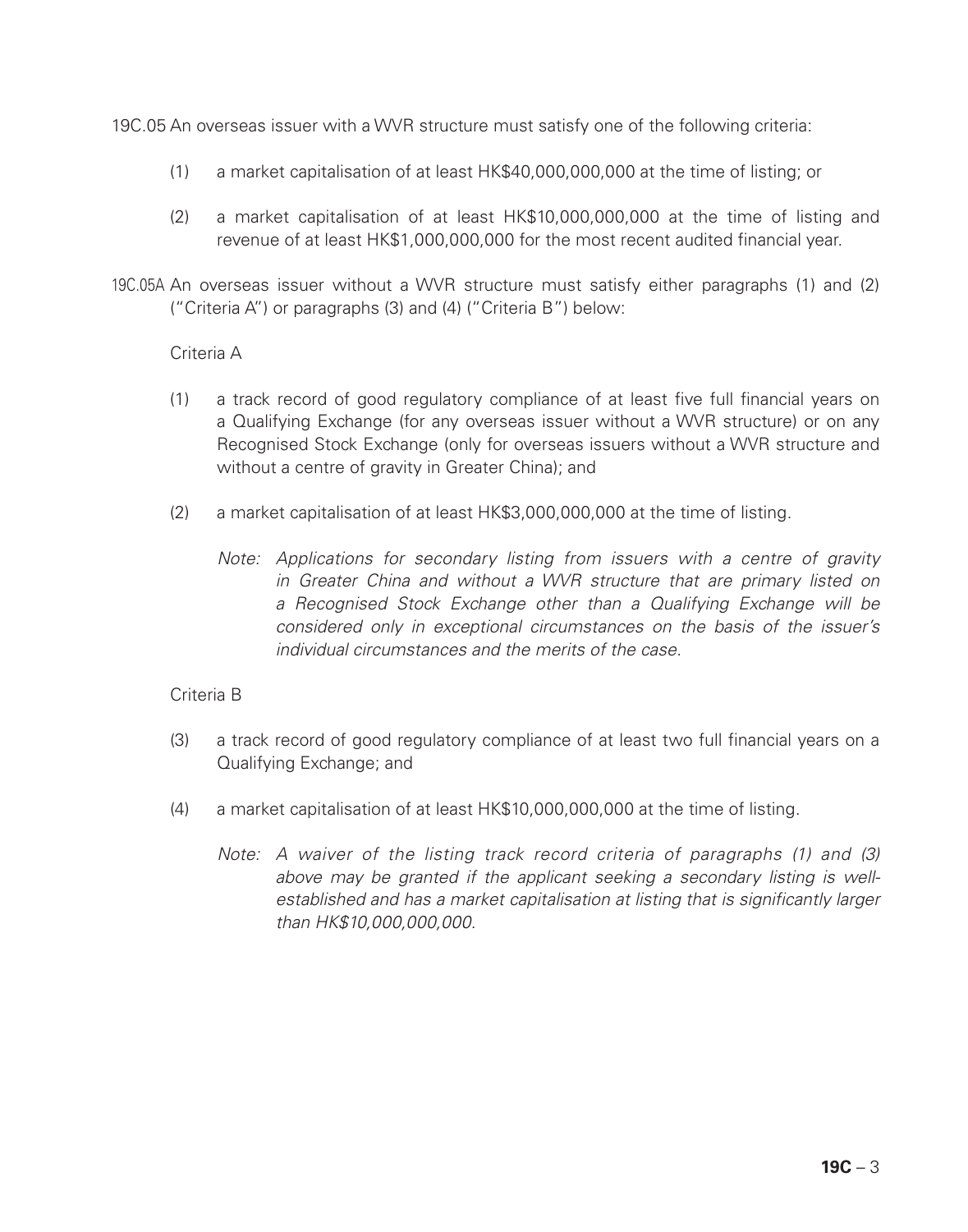19C.05 An overseas issuer with a WVR structure must satisfy one of the following criteria:

(1) a market capitalisation of at least HK$40,000,000,000 at the time of listing; or

(2) a market capitalisation of at least HK$10,000,000,000 at the time of listing and revenue of at least HK$1,000,000,000 for the most recent audited financial year.

19C.05A An overseas issuer without a WVR structure must satisfy either paragraphs (1) and (2) ("Criteria A") or paragraphs (3) and (4) ("Criteria B") below:

Criteria A

(1) a track record of good regulatory compliance of at least five full financial years on a Qualifying Exchange (for any overseas issuer without a WVR structure) or on any Recognised Stock Exchange (only for overseas issuers without a WVR structure and without a centre of gravity in Greater China); and

(2) a market capitalisation of at least HK$3,000,000,000 at the time of listing.

*Note: Applications for secondary listing from issuers with a centre of gravity in Greater China and without a WVR structure that are primary listed on a Recognised Stock Exchange other than a Qualifying Exchange will be considered only in exceptional circumstances on the basis of the issuer's individual circumstances and the merits of the case.*

Criteria B

(3) a track record of good regulatory compliance of at least two full financial years on a Qualifying Exchange; and

(4) a market capitalisation of at least HK$10,000,000,000 at the time of listing.

*Note: A waiver of the listing track record criteria of paragraphs (1) and (3) above may be granted if the applicant seeking a secondary listing is well-established and has a market capitalisation at listing that is significantly larger than HK$10,000,000,000.*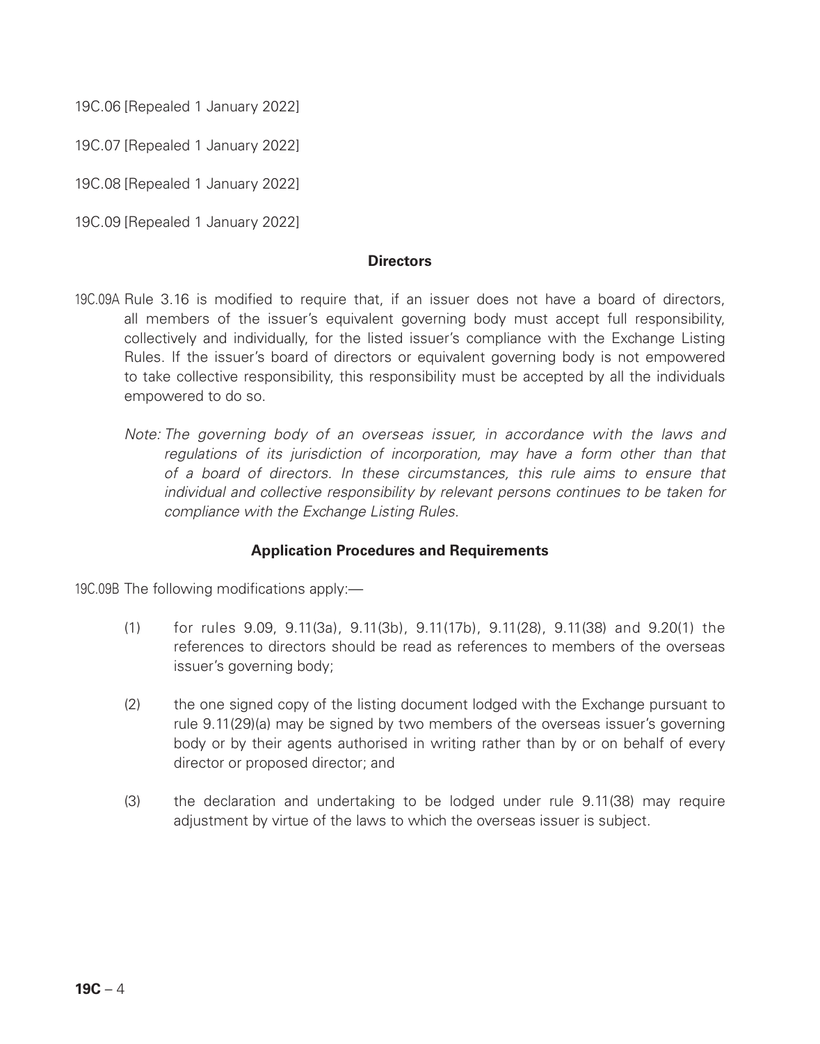19C.06 [Repealed 1 January 2022]

19C.07 [Repealed 1 January 2022]

19C.08 [Repealed 1 January 2022]

19C.09 [Repealed 1 January 2022]

**Directors**

19C.09A Rule 3.16 is modified to require that, if an issuer does not have a board of directors, all members of the issuer's equivalent governing body must accept full responsibility, collectively and individually, for the listed issuer's compliance with the Exchange Listing Rules. If the issuer's board of directors or equivalent governing body is not empowered to take collective responsibility, this responsibility must be accepted by all the individuals empowered to do so.

*Note: The governing body of an overseas issuer, in accordance with the laws and regulations of its jurisdiction of incorporation, may have a form other than that of a board of directors. In these circumstances, this rule aims to ensure that individual and collective responsibility by relevant persons continues to be taken for compliance with the Exchange Listing Rules.*

**Application Procedures and Requirements**

19C.09B The following modifications apply:—

(1) for rules 9.09, 9.11(3a), 9.11(3b), 9.11(17b), 9.11(28), 9.11(38) and 9.20(1) the references to directors should be read as references to members of the overseas issuer's governing body;

(2) the one signed copy of the listing document lodged with the Exchange pursuant to rule 9.11(29)(a) may be signed by two members of the overseas issuer's governing body or by their agents authorised in writing rather than by or on behalf of every director or proposed director; and

(3) the declaration and undertaking to be lodged under rule 9.11(38) may require adjustment by virtue of the laws to which the overseas issuer is subject.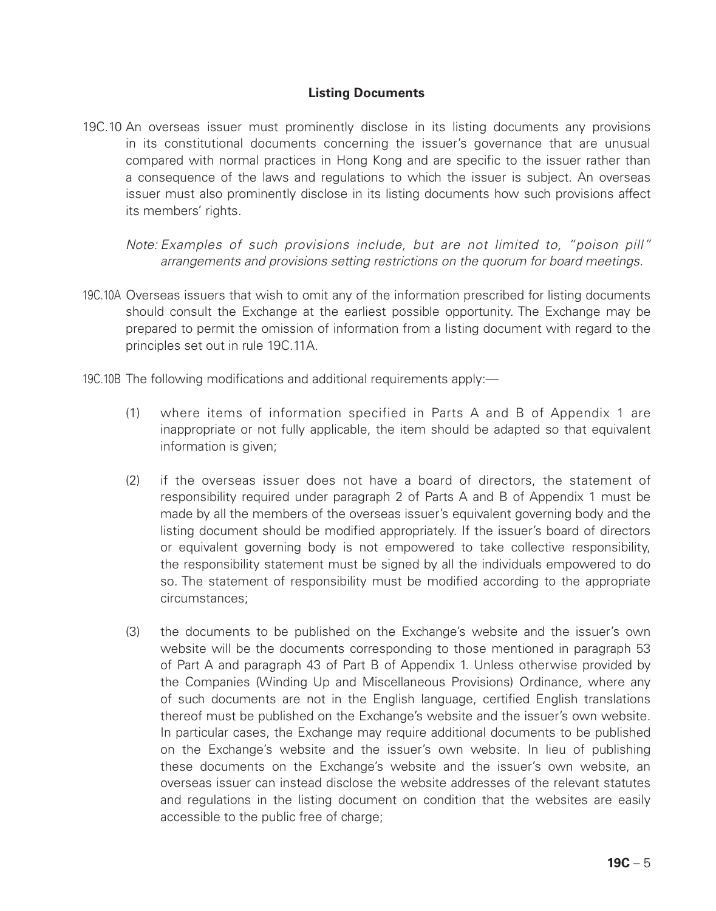## Listing Documents

19C.10 An overseas issuer must prominently disclose in its listing documents any provisions in its constitutional documents concerning the issuer's governance that are unusual compared with normal practices in Hong Kong and are specific to the issuer rather than a consequence of the laws and regulations to which the issuer is subject. An overseas issuer must also prominently disclose in its listing documents how such provisions affect its members' rights.

*Note: Examples of such provisions include, but are not limited to, "poison pill" arrangements and provisions setting restrictions on the quorum for board meetings.*

19C.10A Overseas issuers that wish to omit any of the information prescribed for listing documents should consult the Exchange at the earliest possible opportunity. The Exchange may be prepared to permit the omission of information from a listing document with regard to the principles set out in rule 19C.11A.

19C.10B The following modifications and additional requirements apply:—

(1) where items of information specified in Parts A and B of Appendix 1 are inappropriate or not fully applicable, the item should be adapted so that equivalent information is given;

(2) if the overseas issuer does not have a board of directors, the statement of responsibility required under paragraph 2 of Parts A and B of Appendix 1 must be made by all the members of the overseas issuer's equivalent governing body and the listing document should be modified appropriately. If the issuer's board of directors or equivalent governing body is not empowered to take collective responsibility, the responsibility statement must be signed by all the individuals empowered to do so. The statement of responsibility must be modified according to the appropriate circumstances;

(3) the documents to be published on the Exchange's website and the issuer's own website will be the documents corresponding to those mentioned in paragraph 53 of Part A and paragraph 43 of Part B of Appendix 1. Unless otherwise provided by the Companies (Winding Up and Miscellaneous Provisions) Ordinance, where any of such documents are not in the English language, certified English translations thereof must be published on the Exchange's website and the issuer's own website. In particular cases, the Exchange may require additional documents to be published on the Exchange's website and the issuer's own website. In lieu of publishing these documents on the Exchange's website and the issuer's own website, an overseas issuer can instead disclose the website addresses of the relevant statutes and regulations in the listing document on condition that the websites are easily accessible to the public free of charge;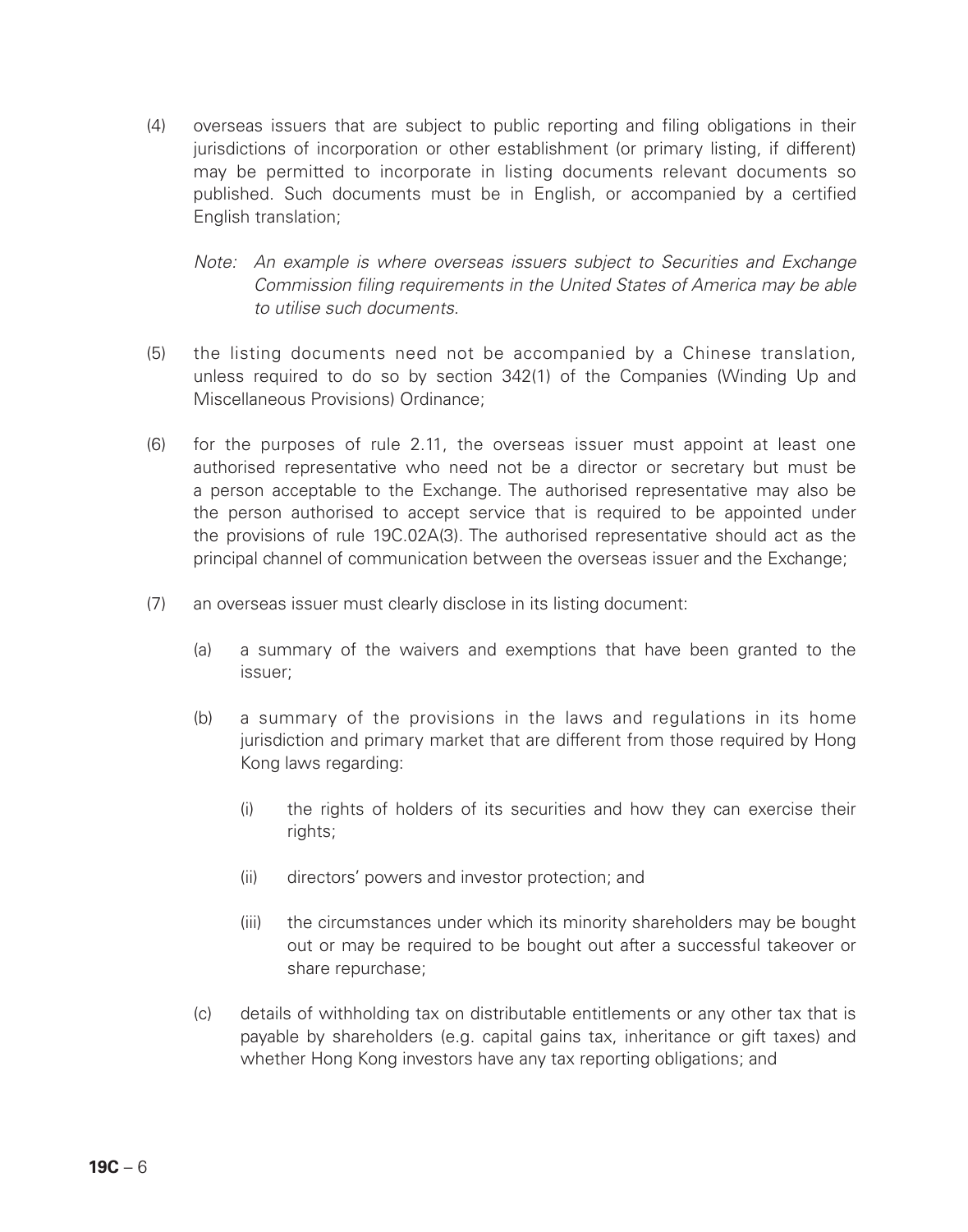(4) overseas issuers that are subject to public reporting and filing obligations in their jurisdictions of incorporation or other establishment (or primary listing, if different) may be permitted to incorporate in listing documents relevant documents so published. Such documents must be in English, or accompanied by a certified English translation;

    *Note: An example is where overseas issuers subject to Securities and Exchange Commission filing requirements in the United States of America may be able to utilise such documents.*

(5) the listing documents need not be accompanied by a Chinese translation, unless required to do so by section 342(1) of the Companies (Winding Up and Miscellaneous Provisions) Ordinance;

(6) for the purposes of rule 2.11, the overseas issuer must appoint at least one authorised representative who need not be a director or secretary but must be a person acceptable to the Exchange. The authorised representative may also be the person authorised to accept service that is required to be appointed under the provisions of rule 19C.02A(3). The authorised representative should act as the principal channel of communication between the overseas issuer and the Exchange;

(7) an overseas issuer must clearly disclose in its listing document:

    (a) a summary of the waivers and exemptions that have been granted to the issuer;

    (b) a summary of the provisions in the laws and regulations in its home jurisdiction and primary market that are different from those required by Hong Kong laws regarding:

        (i) the rights of holders of its securities and how they can exercise their rights;

        (ii) directors' powers and investor protection; and

        (iii) the circumstances under which its minority shareholders may be bought out or may be required to be bought out after a successful takeover or share repurchase;

    (c) details of withholding tax on distributable entitlements or any other tax that is payable by shareholders (e.g. capital gains tax, inheritance or gift taxes) and whether Hong Kong investors have any tax reporting obligations; and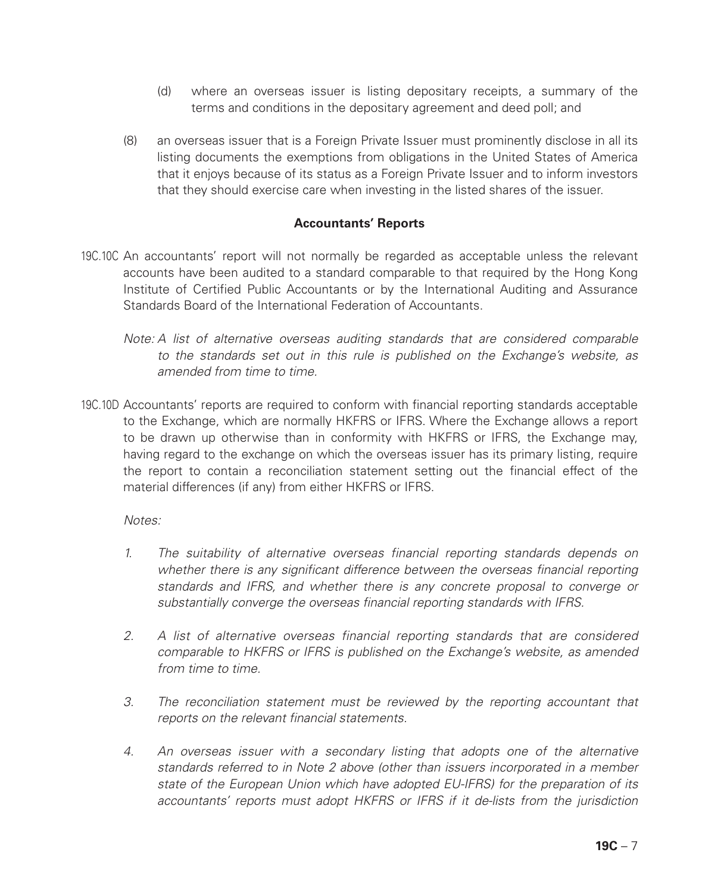(d) where an overseas issuer is listing depositary receipts, a summary of the terms and conditions in the depositary agreement and deed poll; and

(8) an overseas issuer that is a Foreign Private Issuer must prominently disclose in all its listing documents the exemptions from obligations in the United States of America that it enjoys because of its status as a Foreign Private Issuer and to inform investors that they should exercise care when investing in the listed shares of the issuer.

**Accountants' Reports**

19C.10C An accountants' report will not normally be regarded as acceptable unless the relevant accounts have been audited to a standard comparable to that required by the Hong Kong Institute of Certified Public Accountants or by the International Auditing and Assurance Standards Board of the International Federation of Accountants.

*Note: A list of alternative overseas auditing standards that are considered comparable to the standards set out in this rule is published on the Exchange's website, as amended from time to time.*

19C.10D Accountants' reports are required to conform with financial reporting standards acceptable to the Exchange, which are normally HKFRS or IFRS. Where the Exchange allows a report to be drawn up otherwise than in conformity with HKFRS or IFRS, the Exchange may, having regard to the exchange on which the overseas issuer has its primary listing, require the report to contain a reconciliation statement setting out the financial effect of the material differences (if any) from either HKFRS or IFRS.

*Notes:*

1. *The suitability of alternative overseas financial reporting standards depends on whether there is any significant difference between the overseas financial reporting standards and IFRS, and whether there is any concrete proposal to converge or substantially converge the overseas financial reporting standards with IFRS.*

2. *A list of alternative overseas financial reporting standards that are considered comparable to HKFRS or IFRS is published on the Exchange's website, as amended from time to time.*

3. *The reconciliation statement must be reviewed by the reporting accountant that reports on the relevant financial statements.*

4. *An overseas issuer with a secondary listing that adopts one of the alternative standards referred to in Note 2 above (other than issuers incorporated in a member state of the European Union which have adopted EU-IFRS) for the preparation of its accountants' reports must adopt HKFRS or IFRS if it de-lists from the jurisdiction*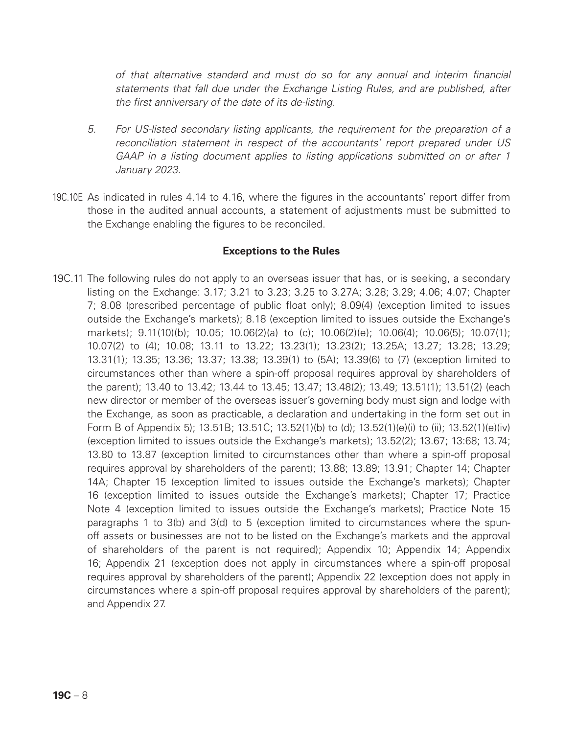*of that alternative standard and must do so for any annual and interim financial statements that fall due under the Exchange Listing Rules, and are published, after the first anniversary of the date of its de-listing.*

5. *For US-listed secondary listing applicants, the requirement for the preparation of a reconciliation statement in respect of the accountants' report prepared under US GAAP in a listing document applies to listing applications submitted on or after 1 January 2023.*

19C.10E As indicated in rules 4.14 to 4.16, where the figures in the accountants' report differ from those in the audited annual accounts, a statement of adjustments must be submitted to the Exchange enabling the figures to be reconciled.

**Exceptions to the Rules**

19C.11 The following rules do not apply to an overseas issuer that has, or is seeking, a secondary listing on the Exchange: 3.17; 3.21 to 3.23; 3.25 to 3.27A; 3.28; 3.29; 4.06; 4.07; Chapter 7; 8.08 (prescribed percentage of public float only); 8.09(4) (exception limited to issues outside the Exchange's markets); 8.18 (exception limited to issues outside the Exchange's markets); 9.11(10)(b); 10.05; 10.06(2)(a) to (c); 10.06(2)(e); 10.06(4); 10.06(5); 10.07(1); 10.07(2) to (4); 10.08; 13.11 to 13.22; 13.23(1); 13.23(2); 13.25A; 13.27; 13.28; 13.29; 13.31(1); 13.35; 13.36; 13.37; 13.38; 13.39(1) to (5A); 13.39(6) to (7) (exception limited to circumstances other than where a spin-off proposal requires approval by shareholders of the parent); 13.40 to 13.42; 13.44 to 13.45; 13.47; 13.48(2); 13.49; 13.51(1); 13.51(2) (each new director or member of the overseas issuer's governing body must sign and lodge with the Exchange, as soon as practicable, a declaration and undertaking in the form set out in Form B of Appendix 5); 13.51B; 13.51C; 13.52(1)(b) to (d); 13.52(1)(e)(i) to (ii); 13.52(1)(e)(iv) (exception limited to issues outside the Exchange's markets); 13.52(2); 13.67; 13:68; 13.74; 13.80 to 13.87 (exception limited to circumstances other than where a spin-off proposal requires approval by shareholders of the parent); 13.88; 13.89; 13.91; Chapter 14; Chapter 14A; Chapter 15 (exception limited to issues outside the Exchange's markets); Chapter 16 (exception limited to issues outside the Exchange's markets); Chapter 17; Practice Note 4 (exception limited to issues outside the Exchange's markets); Practice Note 15 paragraphs 1 to 3(b) and 3(d) to 5 (exception limited to circumstances where the spun-off assets or businesses are not to be listed on the Exchange's markets and the approval of shareholders of the parent is not required); Appendix 10; Appendix 14; Appendix 16; Appendix 21 (exception does not apply in circumstances where a spin-off proposal requires approval by shareholders of the parent); Appendix 22 (exception does not apply in circumstances where a spin-off proposal requires approval by shareholders of the parent); and Appendix 27.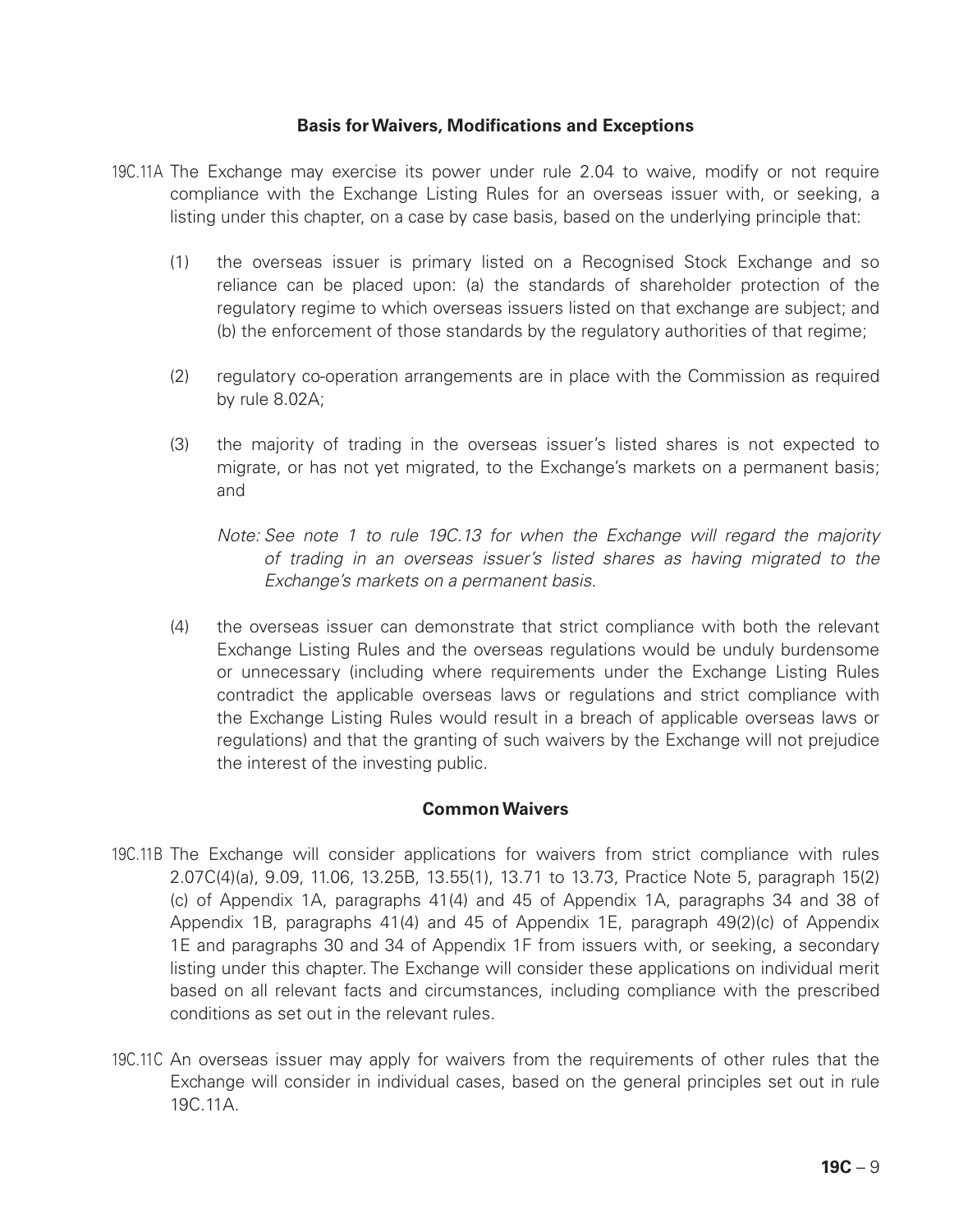### Basis for Waivers, Modifications and Exceptions

19C.11A The Exchange may exercise its power under rule 2.04 to waive, modify or not require compliance with the Exchange Listing Rules for an overseas issuer with, or seeking, a listing under this chapter, on a case by case basis, based on the underlying principle that:

(1) the overseas issuer is primary listed on a Recognised Stock Exchange and so reliance can be placed upon: (a) the standards of shareholder protection of the regulatory regime to which overseas issuers listed on that exchange are subject; and (b) the enforcement of those standards by the regulatory authorities of that regime;

(2) regulatory co-operation arrangements are in place with the Commission as required by rule 8.02A;

(3) the majority of trading in the overseas issuer's listed shares is not expected to migrate, or has not yet migrated, to the Exchange's markets on a permanent basis; and

*Note: See note 1 to rule 19C.13 for when the Exchange will regard the majority of trading in an overseas issuer's listed shares as having migrated to the Exchange's markets on a permanent basis.*

(4) the overseas issuer can demonstrate that strict compliance with both the relevant Exchange Listing Rules and the overseas regulations would be unduly burdensome or unnecessary (including where requirements under the Exchange Listing Rules contradict the applicable overseas laws or regulations and strict compliance with the Exchange Listing Rules would result in a breach of applicable overseas laws or regulations) and that the granting of such waivers by the Exchange will not prejudice the interest of the investing public.

### Common Waivers

19C.11B The Exchange will consider applications for waivers from strict compliance with rules 2.07C(4)(a), 9.09, 11.06, 13.25B, 13.55(1), 13.71 to 13.73, Practice Note 5, paragraph 15(2)(c) of Appendix 1A, paragraphs 41(4) and 45 of Appendix 1A, paragraphs 34 and 38 of Appendix 1B, paragraphs 41(4) and 45 of Appendix 1E, paragraph 49(2)(c) of Appendix 1E and paragraphs 30 and 34 of Appendix 1F from issuers with, or seeking, a secondary listing under this chapter. The Exchange will consider these applications on individual merit based on all relevant facts and circumstances, including compliance with the prescribed conditions as set out in the relevant rules.

19C.11C An overseas issuer may apply for waivers from the requirements of other rules that the Exchange will consider in individual cases, based on the general principles set out in rule 19C.11A.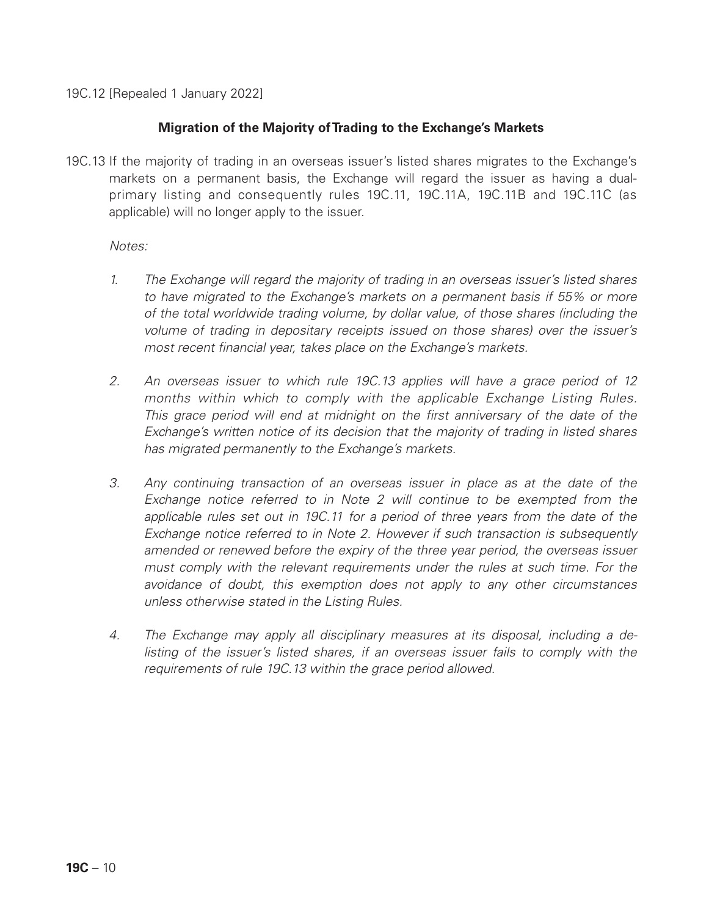19C.12 [Repealed 1 January 2022]

### Migration of the Majority of Trading to the Exchange's Markets

19C.13 If the majority of trading in an overseas issuer's listed shares migrates to the Exchange's markets on a permanent basis, the Exchange will regard the issuer as having a dual-primary listing and consequently rules 19C.11, 19C.11A, 19C.11B and 19C.11C (as applicable) will no longer apply to the issuer.

*Notes:*

1. *The Exchange will regard the majority of trading in an overseas issuer's listed shares to have migrated to the Exchange's markets on a permanent basis if 55% or more of the total worldwide trading volume, by dollar value, of those shares (including the volume of trading in depositary receipts issued on those shares) over the issuer's most recent financial year, takes place on the Exchange's markets.*

2. *An overseas issuer to which rule 19C.13 applies will have a grace period of 12 months within which to comply with the applicable Exchange Listing Rules. This grace period will end at midnight on the first anniversary of the date of the Exchange's written notice of its decision that the majority of trading in listed shares has migrated permanently to the Exchange's markets.*

3. *Any continuing transaction of an overseas issuer in place as at the date of the Exchange notice referred to in Note 2 will continue to be exempted from the applicable rules set out in 19C.11 for a period of three years from the date of the Exchange notice referred to in Note 2. However if such transaction is subsequently amended or renewed before the expiry of the three year period, the overseas issuer must comply with the relevant requirements under the rules at such time. For the avoidance of doubt, this exemption does not apply to any other circumstances unless otherwise stated in the Listing Rules.*

4. *The Exchange may apply all disciplinary measures at its disposal, including a de-listing of the issuer's listed shares, if an overseas issuer fails to comply with the requirements of rule 19C.13 within the grace period allowed.*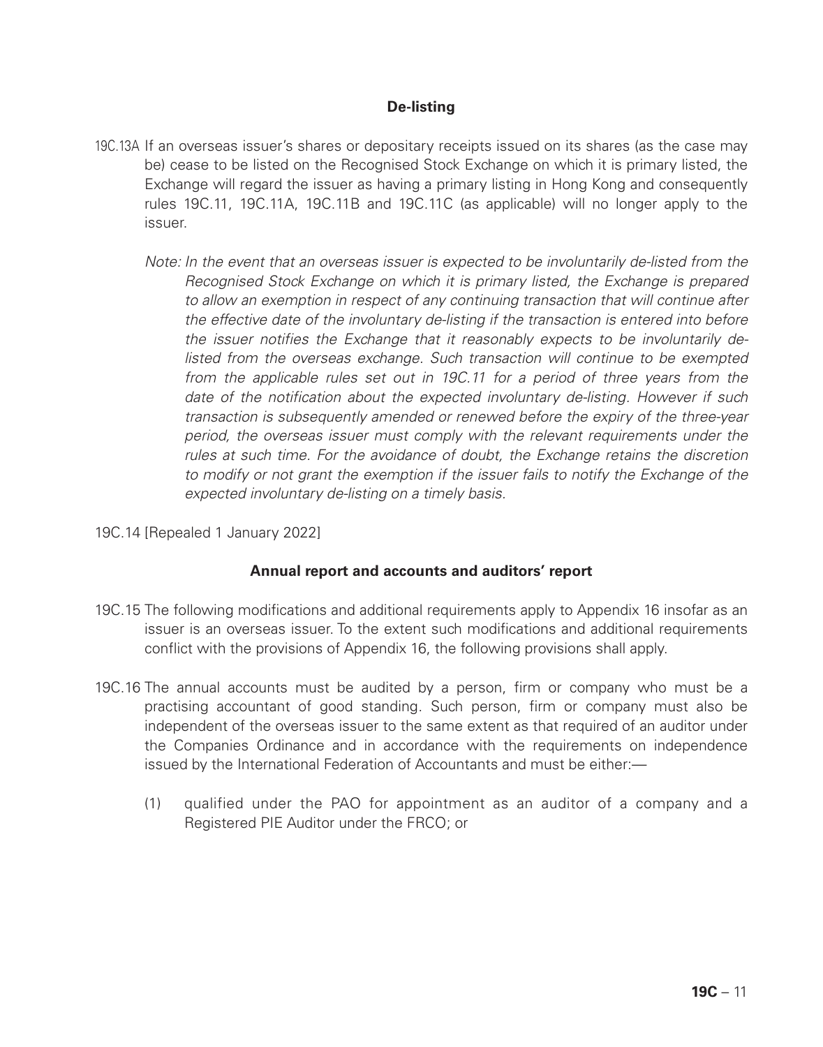## De-listing

19C.13A If an overseas issuer's shares or depositary receipts issued on its shares (as the case may be) cease to be listed on the Recognised Stock Exchange on which it is primary listed, the Exchange will regard the issuer as having a primary listing in Hong Kong and consequently rules 19C.11, 19C.11A, 19C.11B and 19C.11C (as applicable) will no longer apply to the issuer.

*Note: In the event that an overseas issuer is expected to be involuntarily de-listed from the Recognised Stock Exchange on which it is primary listed, the Exchange is prepared to allow an exemption in respect of any continuing transaction that will continue after the effective date of the involuntary de-listing if the transaction is entered into before the issuer notifies the Exchange that it reasonably expects to be involuntarily de-listed from the overseas exchange. Such transaction will continue to be exempted from the applicable rules set out in 19C.11 for a period of three years from the date of the notification about the expected involuntary de-listing. However if such transaction is subsequently amended or renewed before the expiry of the three-year period, the overseas issuer must comply with the relevant requirements under the rules at such time. For the avoidance of doubt, the Exchange retains the discretion to modify or not grant the exemption if the issuer fails to notify the Exchange of the expected involuntary de-listing on a timely basis.*

19C.14 [Repealed 1 January 2022]

## Annual report and accounts and auditors' report

19C.15 The following modifications and additional requirements apply to Appendix 16 insofar as an issuer is an overseas issuer. To the extent such modifications and additional requirements conflict with the provisions of Appendix 16, the following provisions shall apply.

19C.16 The annual accounts must be audited by a person, firm or company who must be a practising accountant of good standing. Such person, firm or company must also be independent of the overseas issuer to the same extent as that required of an auditor under the Companies Ordinance and in accordance with the requirements on independence issued by the International Federation of Accountants and must be either:—

(1) qualified under the PAO for appointment as an auditor of a company and a Registered PIE Auditor under the FRCO; or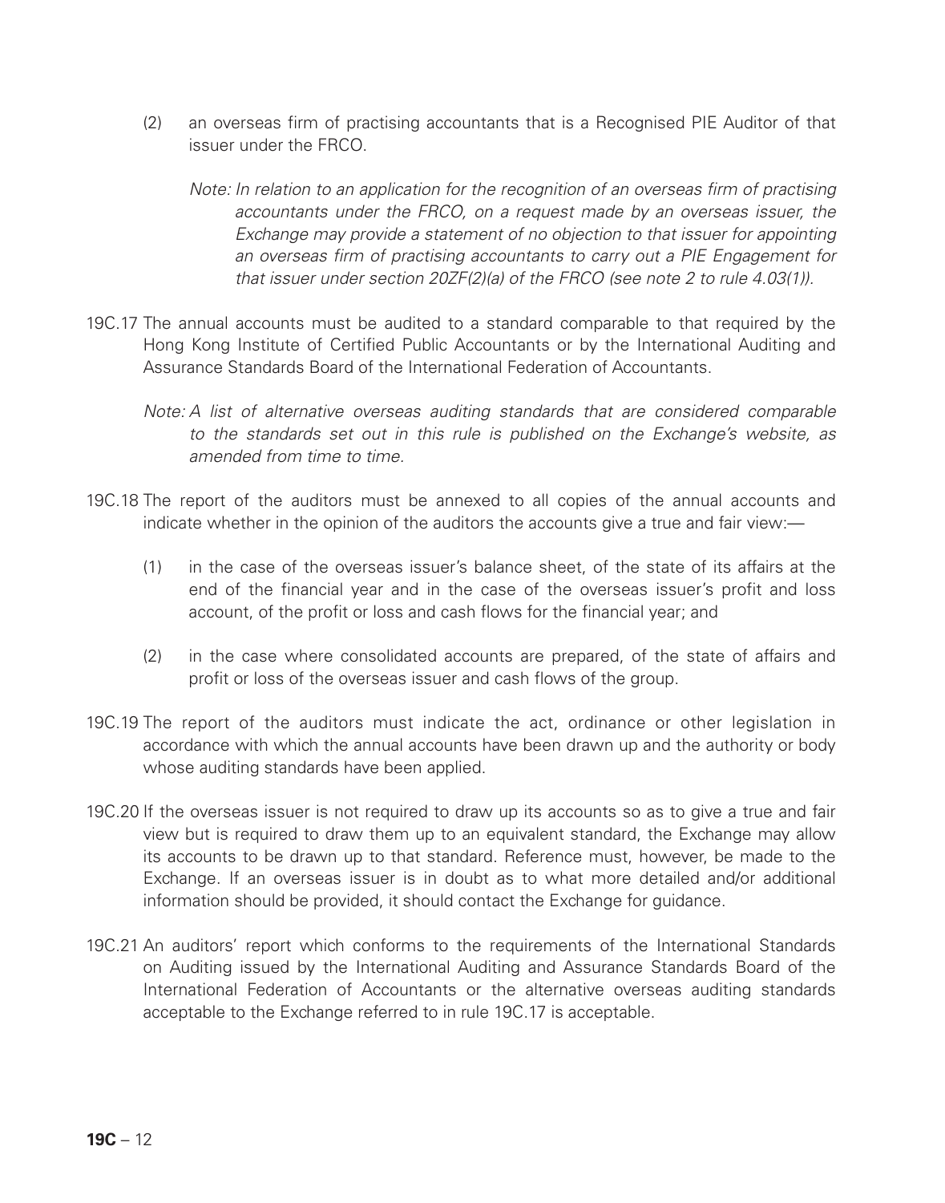(2) an overseas firm of practising accountants that is a Recognised PIE Auditor of that issuer under the FRCO.

*Note: In relation to an application for the recognition of an overseas firm of practising accountants under the FRCO, on a request made by an overseas issuer, the Exchange may provide a statement of no objection to that issuer for appointing an overseas firm of practising accountants to carry out a PIE Engagement for that issuer under section 20ZF(2)(a) of the FRCO (see note 2 to rule 4.03(1)).*

19C.17 The annual accounts must be audited to a standard comparable to that required by the Hong Kong Institute of Certified Public Accountants or by the International Auditing and Assurance Standards Board of the International Federation of Accountants.

*Note: A list of alternative overseas auditing standards that are considered comparable to the standards set out in this rule is published on the Exchange's website, as amended from time to time.*

19C.18 The report of the auditors must be annexed to all copies of the annual accounts and indicate whether in the opinion of the auditors the accounts give a true and fair view:—

(1) in the case of the overseas issuer's balance sheet, of the state of its affairs at the end of the financial year and in the case of the overseas issuer's profit and loss account, of the profit or loss and cash flows for the financial year; and

(2) in the case where consolidated accounts are prepared, of the state of affairs and profit or loss of the overseas issuer and cash flows of the group.

19C.19 The report of the auditors must indicate the act, ordinance or other legislation in accordance with which the annual accounts have been drawn up and the authority or body whose auditing standards have been applied.

19C.20 If the overseas issuer is not required to draw up its accounts so as to give a true and fair view but is required to draw them up to an equivalent standard, the Exchange may allow its accounts to be drawn up to that standard. Reference must, however, be made to the Exchange. If an overseas issuer is in doubt as to what more detailed and/or additional information should be provided, it should contact the Exchange for guidance.

19C.21 An auditors' report which conforms to the requirements of the International Standards on Auditing issued by the International Auditing and Assurance Standards Board of the International Federation of Accountants or the alternative overseas auditing standards acceptable to the Exchange referred to in rule 19C.17 is acceptable.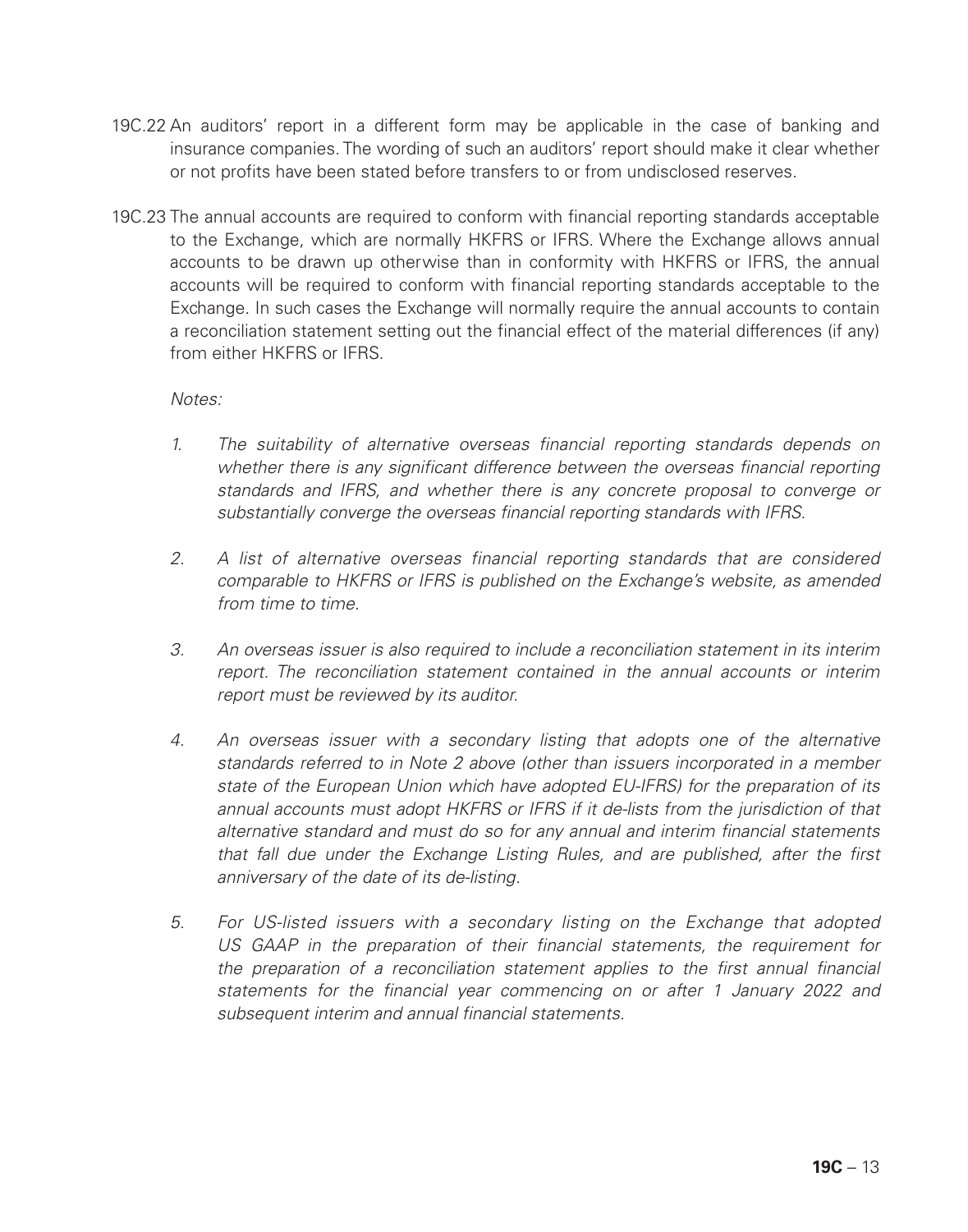19C.22 An auditors' report in a different form may be applicable in the case of banking and insurance companies. The wording of such an auditors' report should make it clear whether or not profits have been stated before transfers to or from undisclosed reserves.

19C.23 The annual accounts are required to conform with financial reporting standards acceptable to the Exchange, which are normally HKFRS or IFRS. Where the Exchange allows annual accounts to be drawn up otherwise than in conformity with HKFRS or IFRS, the annual accounts will be required to conform with financial reporting standards acceptable to the Exchange. In such cases the Exchange will normally require the annual accounts to contain a reconciliation statement setting out the financial effect of the material differences (if any) from either HKFRS or IFRS.

*Notes:*

1. *The suitability of alternative overseas financial reporting standards depends on whether there is any significant difference between the overseas financial reporting standards and IFRS, and whether there is any concrete proposal to converge or substantially converge the overseas financial reporting standards with IFRS.*

2. *A list of alternative overseas financial reporting standards that are considered comparable to HKFRS or IFRS is published on the Exchange's website, as amended from time to time.*

3. *An overseas issuer is also required to include a reconciliation statement in its interim report. The reconciliation statement contained in the annual accounts or interim report must be reviewed by its auditor.*

4. *An overseas issuer with a secondary listing that adopts one of the alternative standards referred to in Note 2 above (other than issuers incorporated in a member state of the European Union which have adopted EU-IFRS) for the preparation of its annual accounts must adopt HKFRS or IFRS if it de-lists from the jurisdiction of that alternative standard and must do so for any annual and interim financial statements that fall due under the Exchange Listing Rules, and are published, after the first anniversary of the date of its de-listing.*

5. *For US-listed issuers with a secondary listing on the Exchange that adopted US GAAP in the preparation of their financial statements, the requirement for the preparation of a reconciliation statement applies to the first annual financial statements for the financial year commencing on or after 1 January 2022 and subsequent interim and annual financial statements.*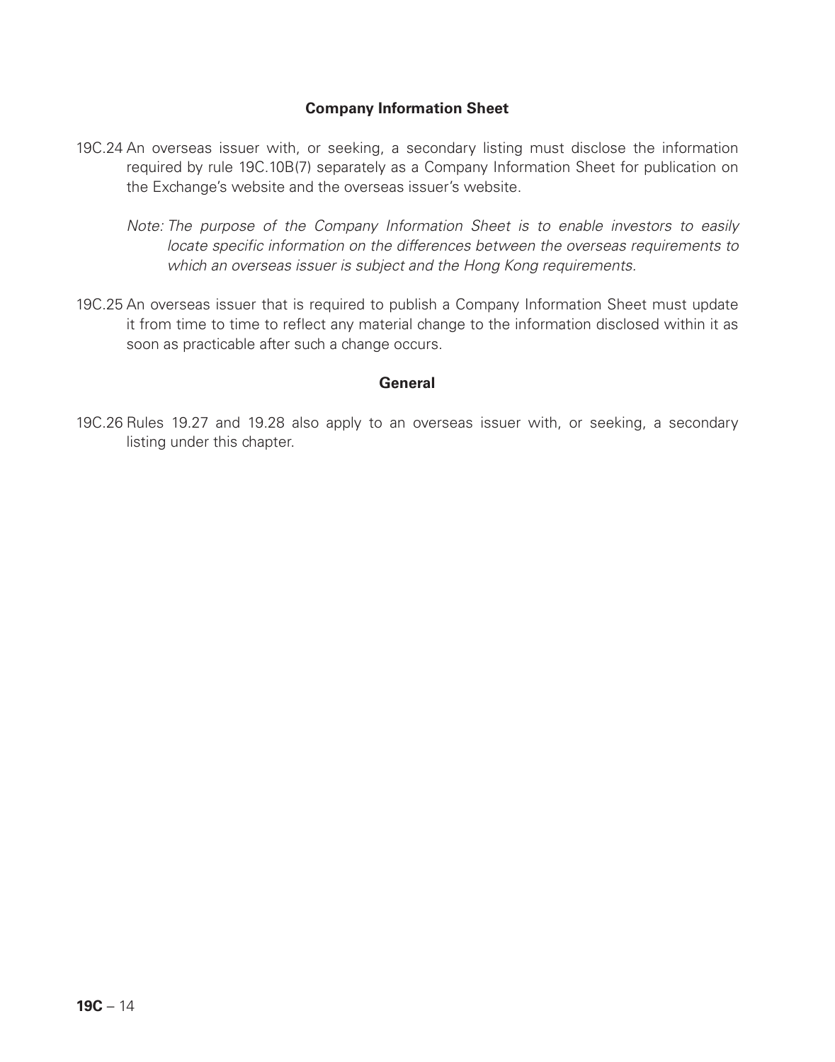**Company Information Sheet**

19C.24 An overseas issuer with, or seeking, a secondary listing must disclose the information required by rule 19C.10B(7) separately as a Company Information Sheet for publication on the Exchange's website and the overseas issuer's website.

*Note: The purpose of the Company Information Sheet is to enable investors to easily locate specific information on the differences between the overseas requirements to which an overseas issuer is subject and the Hong Kong requirements.*

19C.25 An overseas issuer that is required to publish a Company Information Sheet must update it from time to time to reflect any material change to the information disclosed within it as soon as practicable after such a change occurs.

**General**

19C.26 Rules 19.27 and 19.28 also apply to an overseas issuer with, or seeking, a secondary listing under this chapter.